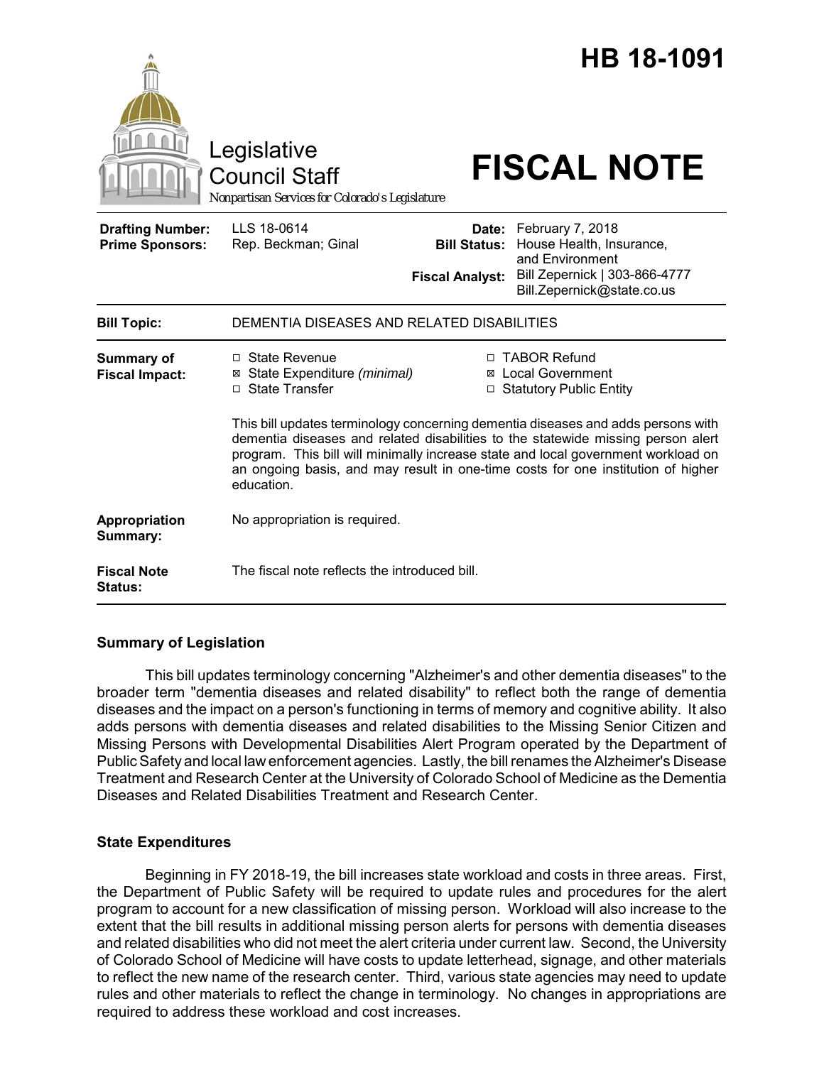# HB 18-1091

Legislative Council Staff

Nonpartisan Services for Colorado's Legislature

# FISCAL NOTE

| | | | |
|---|---|---|---|
| **Drafting Number:** | LLS 18-0614 | **Date:** | February 7, 2018 |
| **Prime Sponsors:** | Rep. Beckman; Ginal | **Bill Status:** | House Health, Insurance, and Environment |
| | | **Fiscal Analyst:** | Bill Zepernick \| 303-866-4777 Bill.Zepernick@state.co.us |

| | |
|---|---|
| **Bill Topic:** | DEMENTIA DISEASES AND RELATED DISABILITIES |
| **Summary of Fiscal Impact:** | ☐ State Revenue ☒ State Expenditure *(minimal)* ☐ State Transfer ☐ TABOR Refund ☒ Local Government ☐ Statutory Public Entity<br><br>This bill updates terminology concerning dementia diseases and adds persons with dementia diseases and related disabilities to the statewide missing person alert program. This bill will minimally increase state and local government workload on an ongoing basis, and may result in one-time costs for one institution of higher education. |
| **Appropriation Summary:** | No appropriation is required. |
| **Fiscal Note Status:** | The fiscal note reflects the introduced bill. |

## Summary of Legislation

This bill updates terminology concerning "Alzheimer's and other dementia diseases" to the broader term "dementia diseases and related disability" to reflect both the range of dementia diseases and the impact on a person's functioning in terms of memory and cognitive ability. It also adds persons with dementia diseases and related disabilities to the Missing Senior Citizen and Missing Persons with Developmental Disabilities Alert Program operated by the Department of Public Safety and local law enforcement agencies. Lastly, the bill renames the Alzheimer's Disease Treatment and Research Center at the University of Colorado School of Medicine as the Dementia Diseases and Related Disabilities Treatment and Research Center.

## State Expenditures

Beginning in FY 2018-19, the bill increases state workload and costs in three areas. First, the Department of Public Safety will be required to update rules and procedures for the alert program to account for a new classification of missing person. Workload will also increase to the extent that the bill results in additional missing person alerts for persons with dementia diseases and related disabilities who did not meet the alert criteria under current law. Second, the University of Colorado School of Medicine will have costs to update letterhead, signage, and other materials to reflect the new name of the research center. Third, various state agencies may need to update rules and other materials to reflect the change in terminology. No changes in appropriations are required to address these workload and cost increases.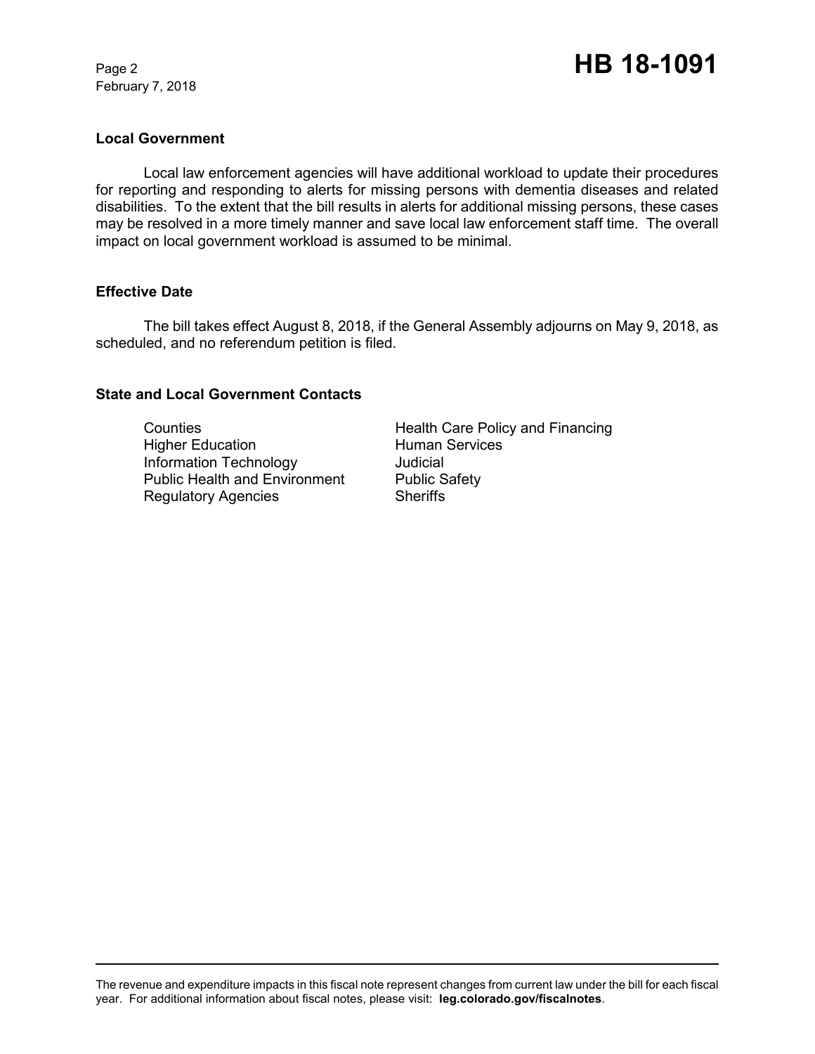### Local Government

Local law enforcement agencies will have additional workload to update their procedures for reporting and responding to alerts for missing persons with dementia diseases and related disabilities. To the extent that the bill results in alerts for additional missing persons, these cases may be resolved in a more timely manner and save local law enforcement staff time. The overall impact on local government workload is assumed to be minimal.

### Effective Date

The bill takes effect August 8, 2018, if the General Assembly adjourns on May 9, 2018, as scheduled, and no referendum petition is filed.

### State and Local Government Contacts

| | |
|---|---|
| Counties | Health Care Policy and Financing |
| Higher Education | Human Services |
| Information Technology | Judicial |
| Public Health and Environment | Public Safety |
| Regulatory Agencies | Sheriffs |

The revenue and expenditure impacts in this fiscal note represent changes from current law under the bill for each fiscal year. For additional information about fiscal notes, please visit: **leg.colorado.gov/fiscalnotes**.